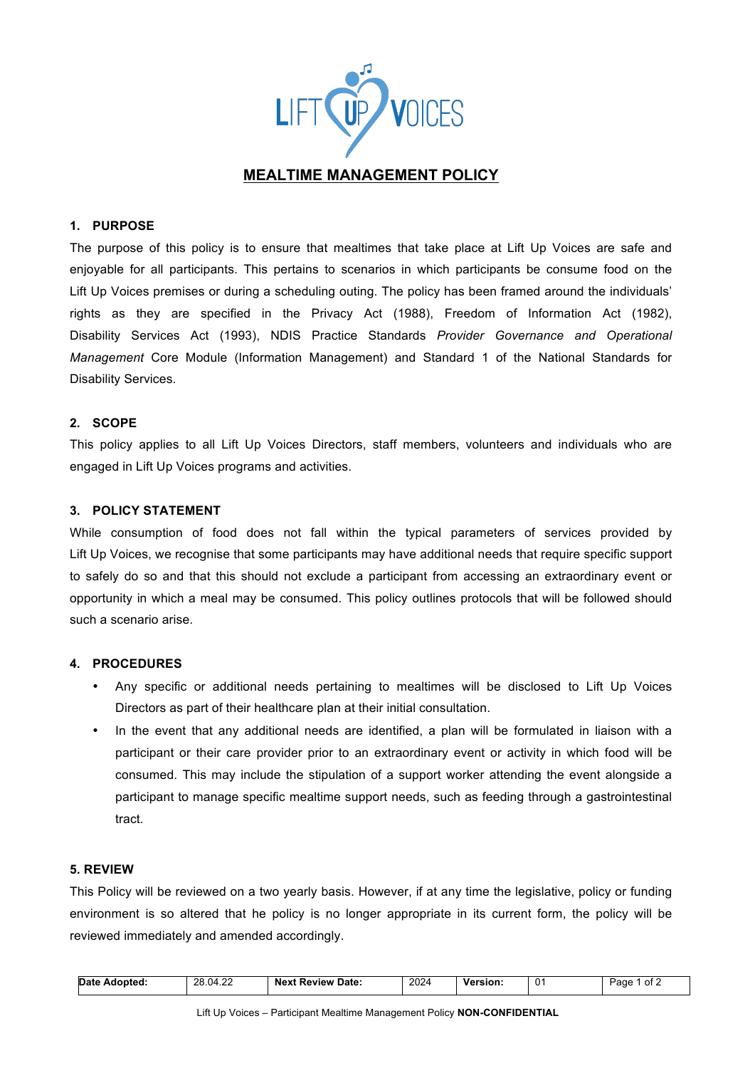# MEALTIME MANAGEMENT POLICY

## 1. PURPOSE

The purpose of this policy is to ensure that mealtimes that take place at Lift Up Voices are safe and enjoyable for all participants. This pertains to scenarios in which participants be consume food on the Lift Up Voices premises or during a scheduling outing. The policy has been framed around the individuals' rights as they are specified in the Privacy Act (1988), Freedom of Information Act (1982), Disability Services Act (1993), NDIS Practice Standards *Provider Governance and Operational Management* Core Module (Information Management) and Standard 1 of the National Standards for Disability Services.

## 2. SCOPE

This policy applies to all Lift Up Voices Directors, staff members, volunteers and individuals who are engaged in Lift Up Voices programs and activities.

## 3. POLICY STATEMENT

While consumption of food does not fall within the typical parameters of services provided by Lift Up Voices, we recognise that some participants may have additional needs that require specific support to safely do so and that this should not exclude a participant from accessing an extraordinary event or opportunity in which a meal may be consumed. This policy outlines protocols that will be followed should such a scenario arise.

## 4. PROCEDURES

- Any specific or additional needs pertaining to mealtimes will be disclosed to Lift Up Voices Directors as part of their healthcare plan at their initial consultation.
- In the event that any additional needs are identified, a plan will be formulated in liaison with a participant or their care provider prior to an extraordinary event or activity in which food will be consumed. This may include the stipulation of a support worker attending the event alongside a participant to manage specific mealtime support needs, such as feeding through a gastrointestinal tract.

## 5. REVIEW

This Policy will be reviewed on a two yearly basis. However, if at any time the legislative, policy or funding environment is so altered that he policy is no longer appropriate in its current form, the policy will be reviewed immediately and amended accordingly.

| Date Adopted: | 28.04.22 | Next Review Date: | 2024 | Version: | 01 |
|---|---|---|---|---|---|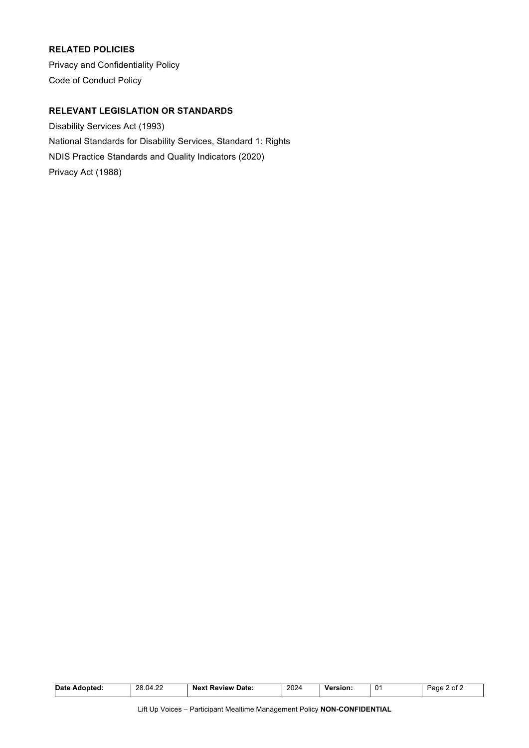**RELATED POLICIES**

Privacy and Confidentiality Policy

Code of Conduct Policy

**RELEVANT LEGISLATION OR STANDARDS**

Disability Services Act (1993)

National Standards for Disability Services, Standard 1: Rights

NDIS Practice Standards and Quality Indicators (2020)

Privacy Act (1988)

| | | | | | | |
|---|---|---|---|---|---|---|
| **Date Adopted:** | 28.04.22 | **Next Review Date:** | 2024 | **Version:** | 01 | Page 2 of 2 |

Lift Up Voices – Participant Mealtime Management Policy **NON-CONFIDENTIAL**